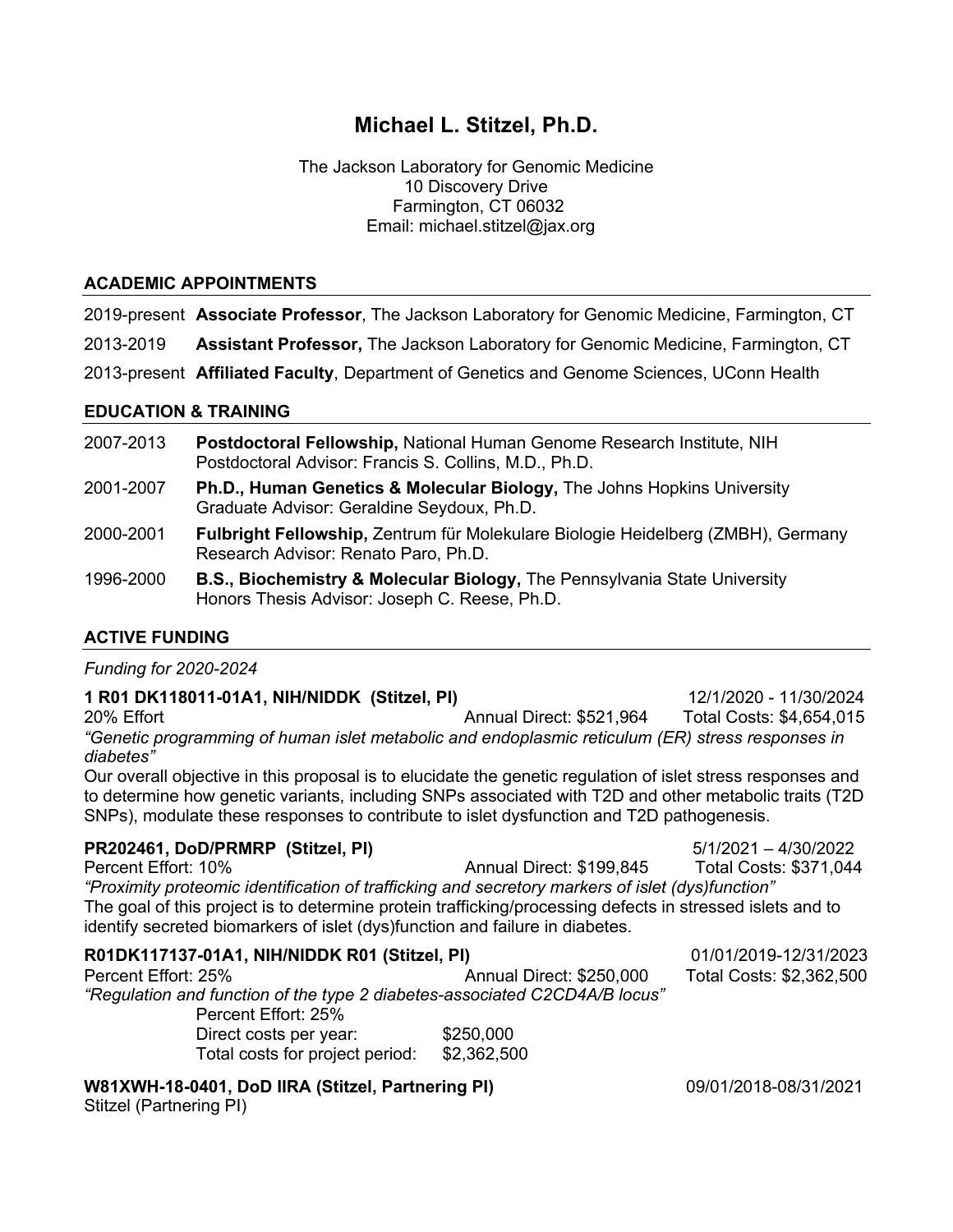# Michael L. Stitzel, Ph.D.

The Jackson Laboratory for Genomic Medicine
10 Discovery Drive
Farmington, CT 06032
Email: michael.stitzel@jax.org

## ACADEMIC APPOINTMENTS

2019-present **Associate Professor**, The Jackson Laboratory for Genomic Medicine, Farmington, CT

2013-2019 **Assistant Professor,** The Jackson Laboratory for Genomic Medicine, Farmington, CT

2013-present **Affiliated Faculty**, Department of Genetics and Genome Sciences, UConn Health

## EDUCATION & TRAINING

2007-2013 **Postdoctoral Fellowship,** National Human Genome Research Institute, NIH
Postdoctoral Advisor: Francis S. Collins, M.D., Ph.D.

2001-2007 **Ph.D., Human Genetics & Molecular Biology,** The Johns Hopkins University
Graduate Advisor: Geraldine Seydoux, Ph.D.

2000-2001 **Fulbright Fellowship,** Zentrum für Molekulare Biologie Heidelberg (ZMBH), Germany
Research Advisor: Renato Paro, Ph.D.

1996-2000 **B.S., Biochemistry & Molecular Biology,** The Pennsylvania State University
Honors Thesis Advisor: Joseph C. Reese, Ph.D.

## ACTIVE FUNDING

*Funding for 2020-2024*

**1 R01 DK118011-01A1, NIH/NIDDK (Stitzel, PI)** 12/1/2020 - 11/30/2024
20% Effort Annual Direct: $521,964 Total Costs: $4,654,015
*"Genetic programming of human islet metabolic and endoplasmic reticulum (ER) stress responses in diabetes"*
Our overall objective in this proposal is to elucidate the genetic regulation of islet stress responses and to determine how genetic variants, including SNPs associated with T2D and other metabolic traits (T2D SNPs), modulate these responses to contribute to islet dysfunction and T2D pathogenesis.

**PR202461, DoD/PRMRP (Stitzel, PI)** 5/1/2021 – 4/30/2022
Percent Effort: 10% Annual Direct: $199,845 Total Costs: $371,044
*"Proximity proteomic identification of trafficking and secretory markers of islet (dys)function"*
The goal of this project is to determine protein trafficking/processing defects in stressed islets and to identify secreted biomarkers of islet (dys)function and failure in diabetes.

**R01DK117137-01A1, NIH/NIDDK R01 (Stitzel, PI)** 01/01/2019-12/31/2023
Percent Effort: 25% Annual Direct: $250,000 Total Costs: $2,362,500
*"Regulation and function of the type 2 diabetes-associated C2CD4A/B locus"*
Percent Effort: 25%
Direct costs per year: $250,000
Total costs for project period: $2,362,500

**W81XWH-18-0401, DoD IIRA (Stitzel, Partnering PI)** 09/01/2018-08/31/2021
Stitzel (Partnering PI)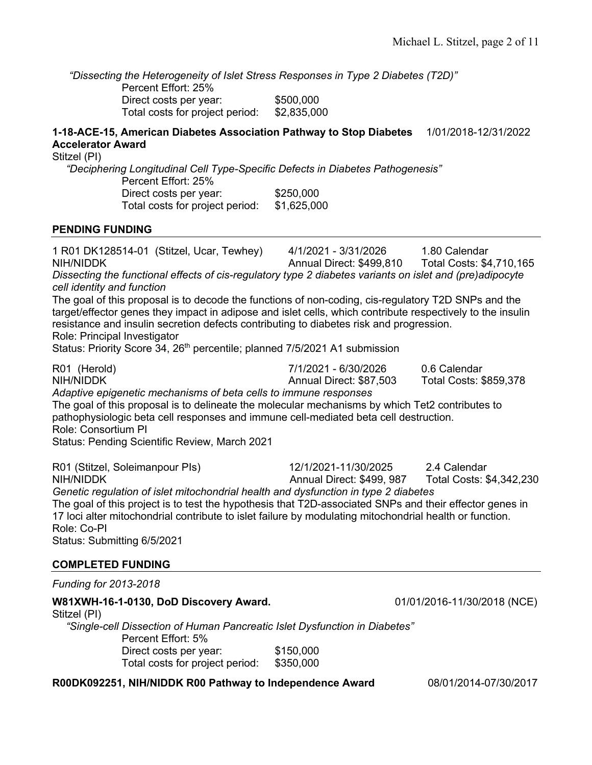*"Dissecting the Heterogeneity of Islet Stress Responses in Type 2 Diabetes (T2D)"*

Percent Effort: 25%
Direct costs per year: $500,000
Total costs for project period: $2,835,000

**1-18-ACE-15, American Diabetes Association Pathway to Stop Diabetes Accelerator Award** 1/01/2018-12/31/2022

Stitzel (PI)

*"Deciphering Longitudinal Cell Type-Specific Defects in Diabetes Pathogenesis"*

Percent Effort: 25%
Direct costs per year: $250,000
Total costs for project period: $1,625,000

## PENDING FUNDING

1 R01 DK128514-01 (Stitzel, Ucar, Tewhey) 4/1/2021 - 3/31/2026 1.80 Calendar
NIH/NIDDK Annual Direct: $499,810 Total Costs: $4,710,165

*Dissecting the functional effects of cis-regulatory type 2 diabetes variants on islet and (pre)adipocyte cell identity and function*

The goal of this proposal is to decode the functions of non-coding, cis-regulatory T2D SNPs and the target/effector genes they impact in adipose and islet cells, which contribute respectively to the insulin resistance and insulin secretion defects contributing to diabetes risk and progression.

Role: Principal Investigator

Status: Priority Score 34, 26th percentile; planned 7/5/2021 A1 submission

R01 (Herold) 7/1/2021 - 6/30/2026 0.6 Calendar
NIH/NIDDK Annual Direct: $87,503 Total Costs: $859,378

*Adaptive epigenetic mechanisms of beta cells to immune responses*

The goal of this proposal is to delineate the molecular mechanisms by which Tet2 contributes to pathophysiologic beta cell responses and immune cell-mediated beta cell destruction.

Role: Consortium PI

Status: Pending Scientific Review, March 2021

R01 (Stitzel, Soleimanpour PIs) 12/1/2021-11/30/2025 2.4 Calendar
NIH/NIDDK Annual Direct: $499, 987 Total Costs: $4,342,230

*Genetic regulation of islet mitochondrial health and dysfunction in type 2 diabetes*

The goal of this project is to test the hypothesis that T2D-associated SNPs and their effector genes in 17 loci alter mitochondrial contribute to islet failure by modulating mitochondrial health or function.

Role: Co-PI

Status: Submitting 6/5/2021

## COMPLETED FUNDING

*Funding for 2013-2018*

**W81XWH-16-1-0130, DoD Discovery Award.** 01/01/2016-11/30/2018 (NCE)

Stitzel (PI)

*"Single-cell Dissection of Human Pancreatic Islet Dysfunction in Diabetes"*

Percent Effort: 5%
Direct costs per year: $150,000
Total costs for project period: $350,000

**R00DK092251, NIH/NIDDK R00 Pathway to Independence Award** 08/01/2014-07/30/2017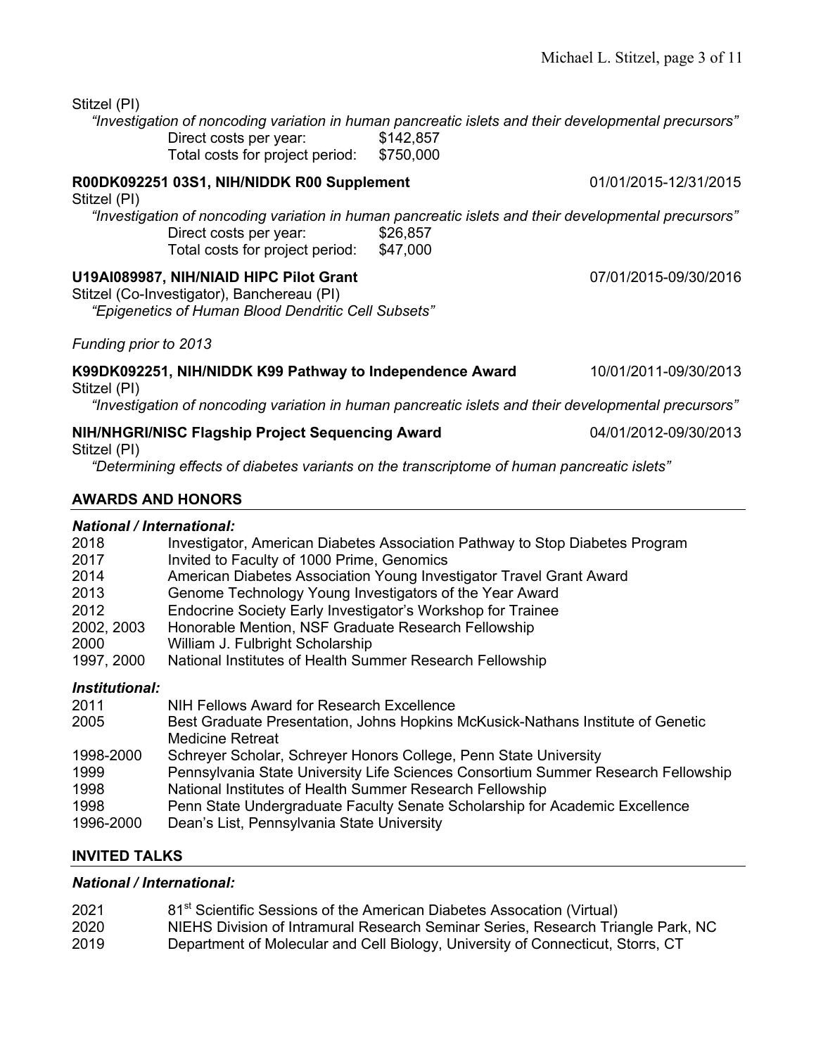Stitzel (PI)

*"Investigation of noncoding variation in human pancreatic islets and their developmental precursors"*

Direct costs per year: $142,857
Total costs for project period: $750,000

**R00DK092251 03S1, NIH/NIDDK R00 Supplement** 01/01/2015-12/31/2015

Stitzel (PI)

*"Investigation of noncoding variation in human pancreatic islets and their developmental precursors"*

Direct costs per year: $26,857
Total costs for project period: $47,000

**U19AI089987, NIH/NIAID HIPC Pilot Grant** 07/01/2015-09/30/2016

Stitzel (Co-Investigator), Banchereau (PI)

*"Epigenetics of Human Blood Dendritic Cell Subsets"*

*Funding prior to 2013*

**K99DK092251, NIH/NIDDK K99 Pathway to Independence Award** 10/01/2011-09/30/2013

Stitzel (PI)

*"Investigation of noncoding variation in human pancreatic islets and their developmental precursors"*

**NIH/NHGRI/NISC Flagship Project Sequencing Award** 04/01/2012-09/30/2013

Stitzel (PI)

*"Determining effects of diabetes variants on the transcriptome of human pancreatic islets"*

## AWARDS AND HONORS

### *National / International:*

| | |
|---|---|
| 2018 | Investigator, American Diabetes Association Pathway to Stop Diabetes Program |
| 2017 | Invited to Faculty of 1000 Prime, Genomics |
| 2014 | American Diabetes Association Young Investigator Travel Grant Award |
| 2013 | Genome Technology Young Investigators of the Year Award |
| 2012 | Endocrine Society Early Investigator's Workshop for Trainee |
| 2002, 2003 | Honorable Mention, NSF Graduate Research Fellowship |
| 2000 | William J. Fulbright Scholarship |
| 1997, 2000 | National Institutes of Health Summer Research Fellowship |

### *Institutional:*

| | |
|---|---|
| 2011 | NIH Fellows Award for Research Excellence |
| 2005 | Best Graduate Presentation, Johns Hopkins McKusick-Nathans Institute of Genetic Medicine Retreat |
| 1998-2000 | Schreyer Scholar, Schreyer Honors College, Penn State University |
| 1999 | Pennsylvania State University Life Sciences Consortium Summer Research Fellowship |
| 1998 | National Institutes of Health Summer Research Fellowship |
| 1998 | Penn State Undergraduate Faculty Senate Scholarship for Academic Excellence |
| 1996-2000 | Dean's List, Pennsylvania State University |

## INVITED TALKS

### *National / International:*

| | |
|---|---|
| 2021 | 81st Scientific Sessions of the American Diabetes Assocation (Virtual) |
| 2020 | NIEHS Division of Intramural Research Seminar Series, Research Triangle Park, NC |
| 2019 | Department of Molecular and Cell Biology, University of Connecticut, Storrs, CT |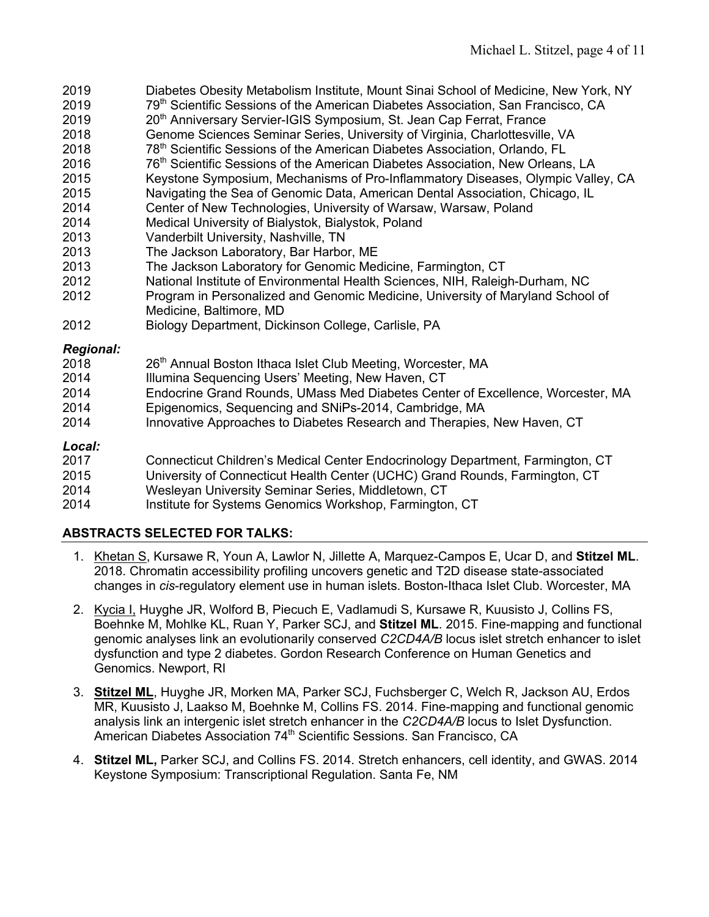2019 Diabetes Obesity Metabolism Institute, Mount Sinai School of Medicine, New York, NY
2019 79th Scientific Sessions of the American Diabetes Association, San Francisco, CA
2019 20th Anniversary Servier-IGIS Symposium, St. Jean Cap Ferrat, France
2018 Genome Sciences Seminar Series, University of Virginia, Charlottesville, VA
2018 78th Scientific Sessions of the American Diabetes Association, Orlando, FL
2016 76th Scientific Sessions of the American Diabetes Association, New Orleans, LA
2015 Keystone Symposium, Mechanisms of Pro-Inflammatory Diseases, Olympic Valley, CA
2015 Navigating the Sea of Genomic Data, American Dental Association, Chicago, IL
2014 Center of New Technologies, University of Warsaw, Warsaw, Poland
2014 Medical University of Bialystok, Bialystok, Poland
2013 Vanderbilt University, Nashville, TN
2013 The Jackson Laboratory, Bar Harbor, ME
2013 The Jackson Laboratory for Genomic Medicine, Farmington, CT
2012 National Institute of Environmental Health Sciences, NIH, Raleigh-Durham, NC
2012 Program in Personalized and Genomic Medicine, University of Maryland School of Medicine, Baltimore, MD
2012 Biology Department, Dickinson College, Carlisle, PA

***Regional:***

2018 26th Annual Boston Ithaca Islet Club Meeting, Worcester, MA
2014 Illumina Sequencing Users' Meeting, New Haven, CT
2014 Endocrine Grand Rounds, UMass Med Diabetes Center of Excellence, Worcester, MA
2014 Epigenomics, Sequencing and SNiPs-2014, Cambridge, MA
2014 Innovative Approaches to Diabetes Research and Therapies, New Haven, CT

***Local:***

2017 Connecticut Children's Medical Center Endocrinology Department, Farmington, CT
2015 University of Connecticut Health Center (UCHC) Grand Rounds, Farmington, CT
2014 Wesleyan University Seminar Series, Middletown, CT
2014 Institute for Systems Genomics Workshop, Farmington, CT

## ABSTRACTS SELECTED FOR TALKS:

1. <u>Khetan S</u>, Kursawe R, Youn A, Lawlor N, Jillette A, Marquez-Campos E, Ucar D, and **Stitzel ML**. 2018. Chromatin accessibility profiling uncovers genetic and T2D disease state-associated changes in *cis*-regulatory element use in human islets. Boston-Ithaca Islet Club. Worcester, MA

2. <u>Kycia I,</u> Huyghe JR, Wolford B, Piecuch E, Vadlamudi S, Kursawe R, Kuusisto J, Collins FS, Boehnke M, Mohlke KL, Ruan Y, Parker SCJ, and **Stitzel ML**. 2015. Fine-mapping and functional genomic analyses link an evolutionarily conserved *C2CD4A/B* locus islet stretch enhancer to islet dysfunction and type 2 diabetes. Gordon Research Conference on Human Genetics and Genomics. Newport, RI

3. <u>**Stitzel ML**</u>, Huyghe JR, Morken MA, Parker SCJ, Fuchsberger C, Welch R, Jackson AU, Erdos MR, Kuusisto J, Laakso M, Boehnke M, Collins FS. 2014. Fine-mapping and functional genomic analysis link an intergenic islet stretch enhancer in the *C2CD4A/B* locus to Islet Dysfunction. American Diabetes Association 74th Scientific Sessions. San Francisco, CA

4. **Stitzel ML,** Parker SCJ, and Collins FS. 2014. Stretch enhancers, cell identity, and GWAS. 2014 Keystone Symposium: Transcriptional Regulation. Santa Fe, NM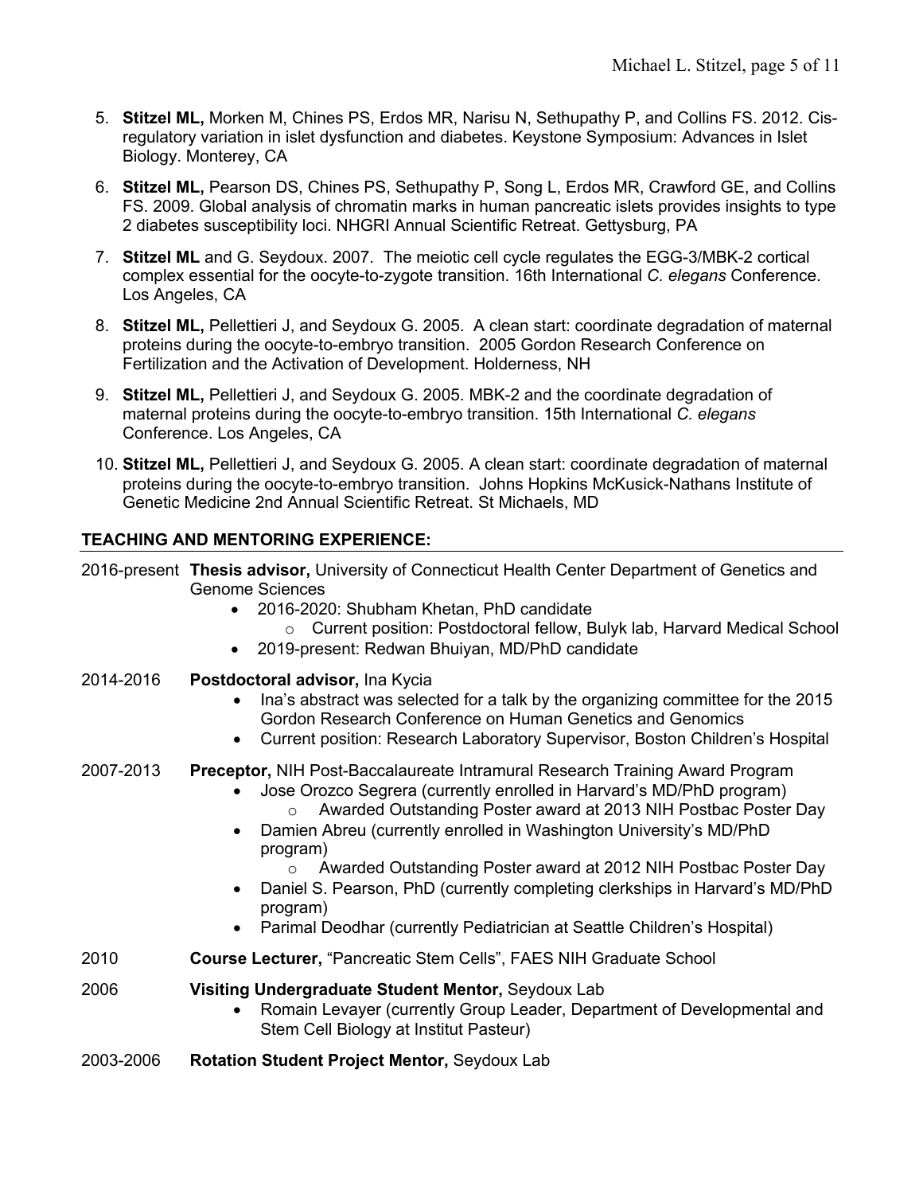5. **Stitzel ML,** Morken M, Chines PS, Erdos MR, Narisu N, Sethupathy P, and Collins FS. 2012. Cis-regulatory variation in islet dysfunction and diabetes. Keystone Symposium: Advances in Islet Biology. Monterey, CA
6. **Stitzel ML,** Pearson DS, Chines PS, Sethupathy P, Song L, Erdos MR, Crawford GE, and Collins FS. 2009. Global analysis of chromatin marks in human pancreatic islets provides insights to type 2 diabetes susceptibility loci. NHGRI Annual Scientific Retreat. Gettysburg, PA
7. **Stitzel ML** and G. Seydoux. 2007. The meiotic cell cycle regulates the EGG-3/MBK-2 cortical complex essential for the oocyte-to-zygote transition. 16th International *C. elegans* Conference. Los Angeles, CA
8. **Stitzel ML,** Pellettieri J, and Seydoux G. 2005. A clean start: coordinate degradation of maternal proteins during the oocyte-to-embryo transition. 2005 Gordon Research Conference on Fertilization and the Activation of Development. Holderness, NH
9. **Stitzel ML,** Pellettieri J, and Seydoux G. 2005. MBK-2 and the coordinate degradation of maternal proteins during the oocyte-to-embryo transition. 15th International *C. elegans* Conference. Los Angeles, CA
10. **Stitzel ML,** Pellettieri J, and Seydoux G. 2005. A clean start: coordinate degradation of maternal proteins during the oocyte-to-embryo transition. Johns Hopkins McKusick-Nathans Institute of Genetic Medicine 2nd Annual Scientific Retreat. St Michaels, MD

## TEACHING AND MENTORING EXPERIENCE:

2016-present **Thesis advisor,** University of Connecticut Health Center Department of Genetics and Genome Sciences
- 2016-2020: Shubham Khetan, PhD candidate
  - Current position: Postdoctoral fellow, Bulyk lab, Harvard Medical School
- 2019-present: Redwan Bhuiyan, MD/PhD candidate

2014-2016 **Postdoctoral advisor,** Ina Kycia
- Ina's abstract was selected for a talk by the organizing committee for the 2015 Gordon Research Conference on Human Genetics and Genomics
- Current position: Research Laboratory Supervisor, Boston Children's Hospital

2007-2013 **Preceptor,** NIH Post-Baccalaureate Intramural Research Training Award Program
- Jose Orozco Segrera (currently enrolled in Harvard's MD/PhD program)
  - Awarded Outstanding Poster award at 2013 NIH Postbac Poster Day
- Damien Abreu (currently enrolled in Washington University's MD/PhD program)
  - Awarded Outstanding Poster award at 2012 NIH Postbac Poster Day
- Daniel S. Pearson, PhD (currently completing clerkships in Harvard's MD/PhD program)
- Parimal Deodhar (currently Pediatrician at Seattle Children's Hospital)

2010 **Course Lecturer,** "Pancreatic Stem Cells", FAES NIH Graduate School

2006 **Visiting Undergraduate Student Mentor,** Seydoux Lab
- Romain Levayer (currently Group Leader, Department of Developmental and Stem Cell Biology at Institut Pasteur)

2003-2006 **Rotation Student Project Mentor,** Seydoux Lab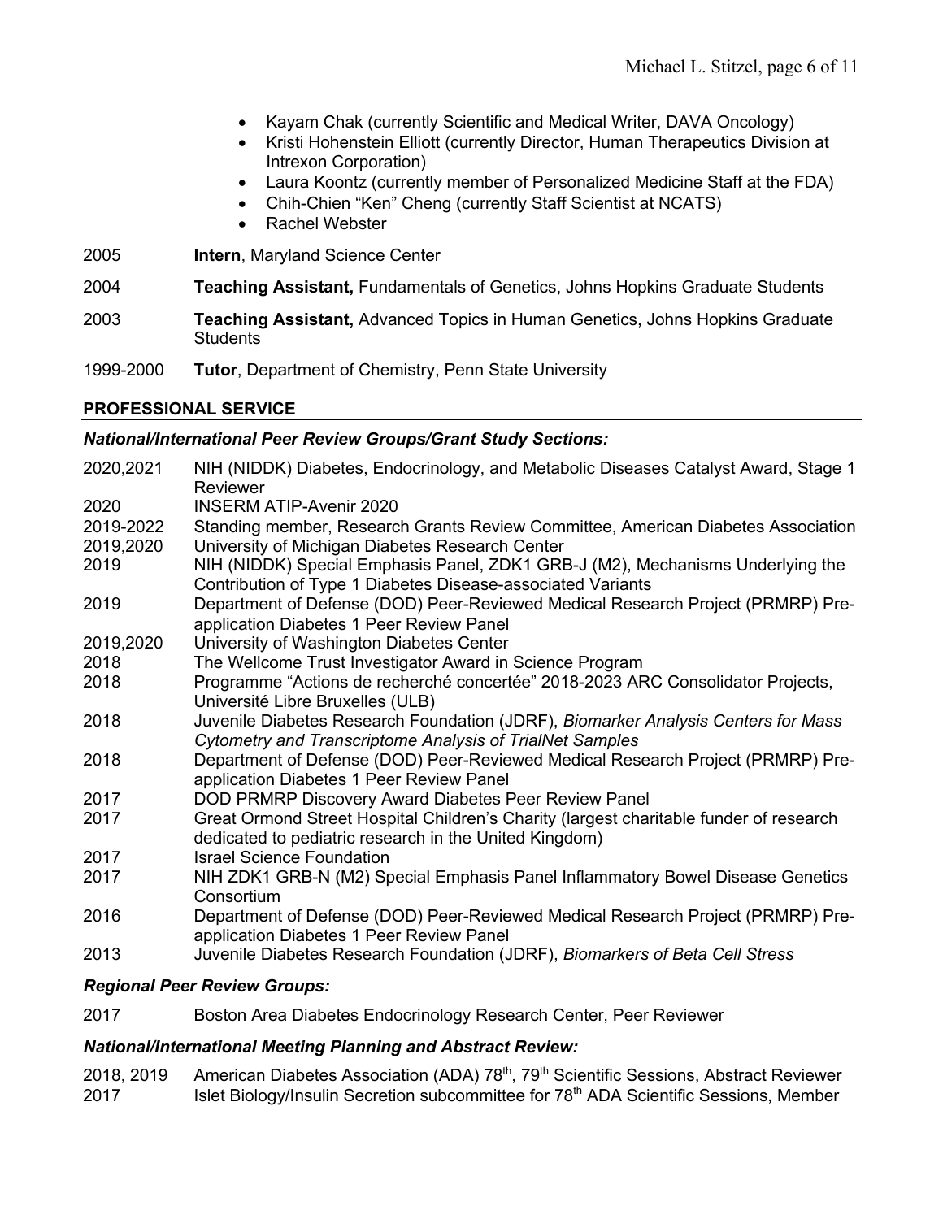- Kayam Chak (currently Scientific and Medical Writer, DAVA Oncology)
- Kristi Hohenstein Elliott (currently Director, Human Therapeutics Division at Intrexon Corporation)
- Laura Koontz (currently member of Personalized Medicine Staff at the FDA)
- Chih-Chien "Ken" Cheng (currently Staff Scientist at NCATS)
- Rachel Webster

2005 **Intern**, Maryland Science Center

2004 **Teaching Assistant,** Fundamentals of Genetics, Johns Hopkins Graduate Students

2003 **Teaching Assistant,** Advanced Topics in Human Genetics, Johns Hopkins Graduate Students

1999-2000 **Tutor**, Department of Chemistry, Penn State University

## PROFESSIONAL SERVICE

### *National/International Peer Review Groups/Grant Study Sections:*

2020,2021 NIH (NIDDK) Diabetes, Endocrinology, and Metabolic Diseases Catalyst Award, Stage 1 Reviewer
2020 INSERM ATIP-Avenir 2020
2019-2022 Standing member, Research Grants Review Committee, American Diabetes Association
2019,2020 University of Michigan Diabetes Research Center
2019 NIH (NIDDK) Special Emphasis Panel, ZDK1 GRB-J (M2), Mechanisms Underlying the Contribution of Type 1 Diabetes Disease-associated Variants
2019 Department of Defense (DOD) Peer-Reviewed Medical Research Project (PRMRP) Pre-application Diabetes 1 Peer Review Panel
2019,2020 University of Washington Diabetes Center
2018 The Wellcome Trust Investigator Award in Science Program
2018 Programme "Actions de recherché concertée" 2018-2023 ARC Consolidator Projects, Université Libre Bruxelles (ULB)
2018 Juvenile Diabetes Research Foundation (JDRF), *Biomarker Analysis Centers for Mass Cytometry and Transcriptome Analysis of TrialNet Samples*
2018 Department of Defense (DOD) Peer-Reviewed Medical Research Project (PRMRP) Pre-application Diabetes 1 Peer Review Panel
2017 DOD PRMRP Discovery Award Diabetes Peer Review Panel
2017 Great Ormond Street Hospital Children's Charity (largest charitable funder of research dedicated to pediatric research in the United Kingdom)
2017 Israel Science Foundation
2017 NIH ZDK1 GRB-N (M2) Special Emphasis Panel Inflammatory Bowel Disease Genetics Consortium
2016 Department of Defense (DOD) Peer-Reviewed Medical Research Project (PRMRP) Pre-application Diabetes 1 Peer Review Panel
2013 Juvenile Diabetes Research Foundation (JDRF), *Biomarkers of Beta Cell Stress*

### *Regional Peer Review Groups:*

2017 Boston Area Diabetes Endocrinology Research Center, Peer Reviewer

### *National/International Meeting Planning and Abstract Review:*

2018, 2019 American Diabetes Association (ADA) 78th, 79th Scientific Sessions, Abstract Reviewer
2017 Islet Biology/Insulin Secretion subcommittee for 78th ADA Scientific Sessions, Member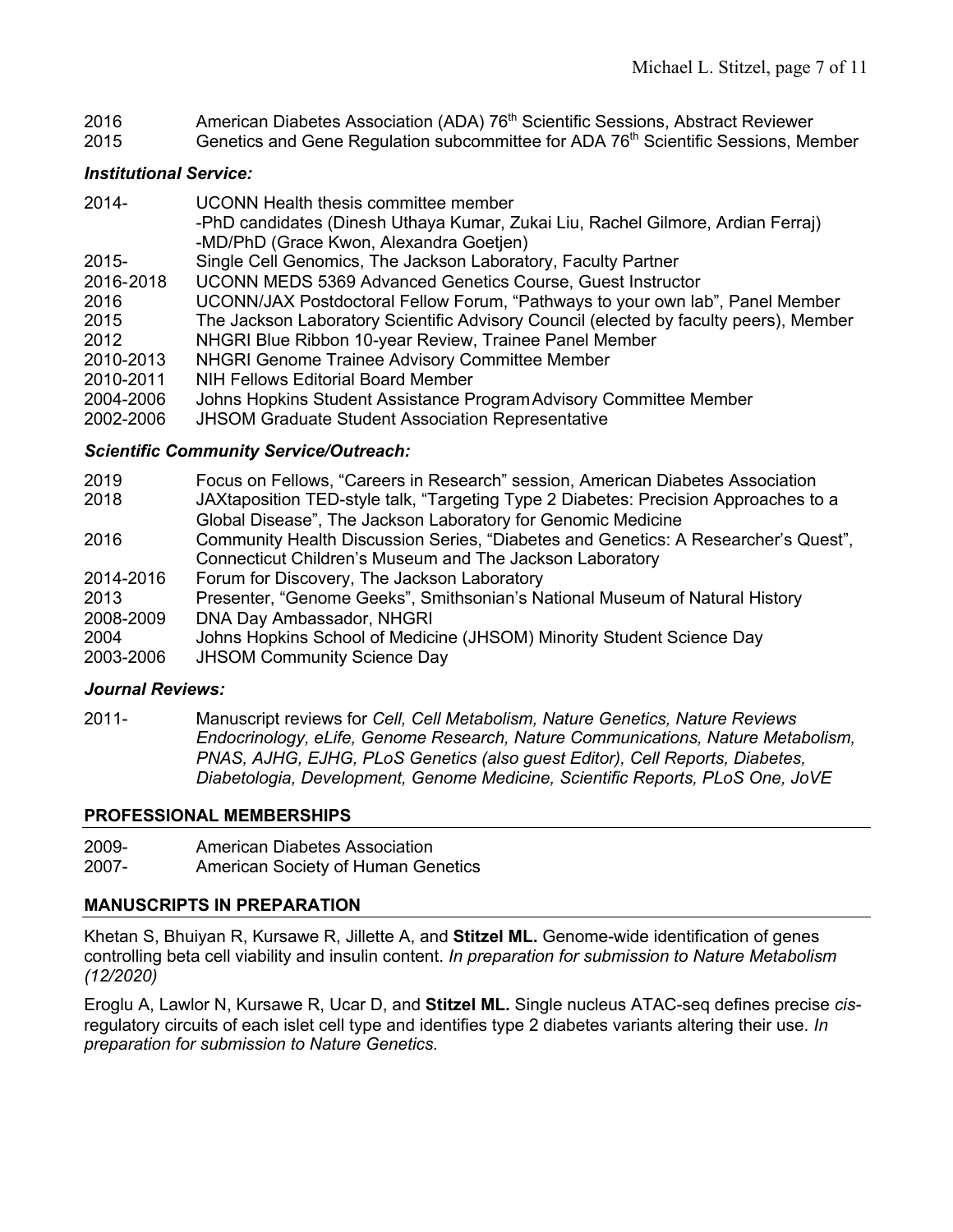2016 American Diabetes Association (ADA) 76th Scientific Sessions, Abstract Reviewer
2015 Genetics and Gene Regulation subcommittee for ADA 76th Scientific Sessions, Member

### *Institutional Service:*

2014- UCONN Health thesis committee member
-PhD candidates (Dinesh Uthaya Kumar, Zukai Liu, Rachel Gilmore, Ardian Ferraj)
-MD/PhD (Grace Kwon, Alexandra Goetjen)
2015- Single Cell Genomics, The Jackson Laboratory, Faculty Partner
2016-2018 UCONN MEDS 5369 Advanced Genetics Course, Guest Instructor
2016 UCONN/JAX Postdoctoral Fellow Forum, "Pathways to your own lab", Panel Member
2015 The Jackson Laboratory Scientific Advisory Council (elected by faculty peers), Member
2012 NHGRI Blue Ribbon 10-year Review, Trainee Panel Member
2010-2013 NHGRI Genome Trainee Advisory Committee Member
2010-2011 NIH Fellows Editorial Board Member
2004-2006 Johns Hopkins Student Assistance Program Advisory Committee Member
2002-2006 JHSOM Graduate Student Association Representative

### *Scientific Community Service/Outreach:*

2019 Focus on Fellows, "Careers in Research" session, American Diabetes Association
2018 JAXtaposition TED-style talk, "Targeting Type 2 Diabetes: Precision Approaches to a Global Disease", The Jackson Laboratory for Genomic Medicine
2016 Community Health Discussion Series, "Diabetes and Genetics: A Researcher's Quest", Connecticut Children's Museum and The Jackson Laboratory
2014-2016 Forum for Discovery, The Jackson Laboratory
2013 Presenter, "Genome Geeks", Smithsonian's National Museum of Natural History
2008-2009 DNA Day Ambassador, NHGRI
2004 Johns Hopkins School of Medicine (JHSOM) Minority Student Science Day
2003-2006 JHSOM Community Science Day

### *Journal Reviews:*

2011- Manuscript reviews for *Cell, Cell Metabolism, Nature Genetics, Nature Reviews Endocrinology, eLife, Genome Research, Nature Communications, Nature Metabolism, PNAS, AJHG, EJHG, PLoS Genetics (also guest Editor), Cell Reports, Diabetes, Diabetologia, Development, Genome Medicine, Scientific Reports, PLoS One, JoVE*

## PROFESSIONAL MEMBERSHIPS

2009- American Diabetes Association
2007- American Society of Human Genetics

## MANUSCRIPTS IN PREPARATION

Khetan S, Bhuiyan R, Kursawe R, Jillette A, and **Stitzel ML.** Genome-wide identification of genes controlling beta cell viability and insulin content. *In preparation for submission to Nature Metabolism (12/2020)*

Eroglu A, Lawlor N, Kursawe R, Ucar D, and **Stitzel ML.** Single nucleus ATAC-seq defines precise *cis*-regulatory circuits of each islet cell type and identifies type 2 diabetes variants altering their use. *In preparation for submission to Nature Genetics.*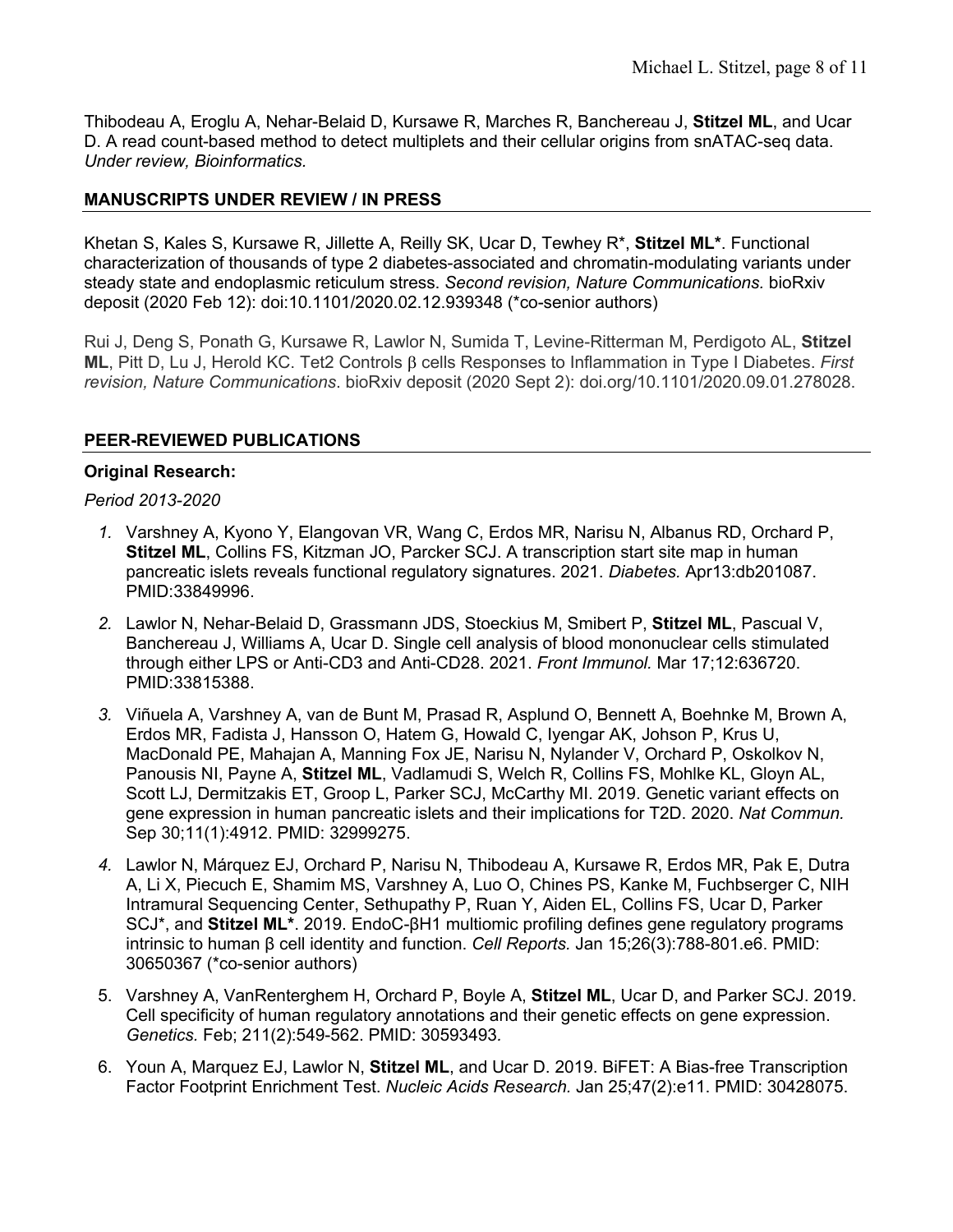Thibodeau A, Eroglu A, Nehar-Belaid D, Kursawe R, Marches R, Banchereau J, **Stitzel ML**, and Ucar D. A read count-based method to detect multiplets and their cellular origins from snATAC-seq data. *Under review, Bioinformatics.*

## MANUSCRIPTS UNDER REVIEW / IN PRESS

Khetan S, Kales S, Kursawe R, Jillette A, Reilly SK, Ucar D, Tewhey R*, **Stitzel ML***. Functional characterization of thousands of type 2 diabetes-associated and chromatin-modulating variants under steady state and endoplasmic reticulum stress. *Second revision, Nature Communications.* bioRxiv deposit (2020 Feb 12): doi:10.1101/2020.02.12.939348 (*co-senior authors)

Rui J, Deng S, Ponath G, Kursawe R, Lawlor N, Sumida T, Levine-Ritterman M, Perdigoto AL, **Stitzel ML**, Pitt D, Lu J, Herold KC. Tet2 Controls β cells Responses to Inflammation in Type I Diabetes. *First revision, Nature Communications*. bioRxiv deposit (2020 Sept 2): doi.org/10.1101/2020.09.01.278028.

## PEER-REVIEWED PUBLICATIONS

### Original Research:

*Period 2013-2020*

1. Varshney A, Kyono Y, Elangovan VR, Wang C, Erdos MR, Narisu N, Albanus RD, Orchard P, **Stitzel ML**, Collins FS, Kitzman JO, Parcker SCJ. A transcription start site map in human pancreatic islets reveals functional regulatory signatures. 2021. *Diabetes.* Apr13:db201087. PMID:33849996.
2. Lawlor N, Nehar-Belaid D, Grassmann JDS, Stoeckius M, Smibert P, **Stitzel ML**, Pascual V, Banchereau J, Williams A, Ucar D. Single cell analysis of blood mononuclear cells stimulated through either LPS or Anti-CD3 and Anti-CD28. 2021. *Front Immunol.* Mar 17;12:636720. PMID:33815388.
3. Viñuela A, Varshney A, van de Bunt M, Prasad R, Asplund O, Bennett A, Boehnke M, Brown A, Erdos MR, Fadista J, Hansson O, Hatem G, Howald C, Iyengar AK, Johson P, Krus U, MacDonald PE, Mahajan A, Manning Fox JE, Narisu N, Nylander V, Orchard P, Oskolkov N, Panousis NI, Payne A, **Stitzel ML**, Vadlamudi S, Welch R, Collins FS, Mohlke KL, Gloyn AL, Scott LJ, Dermitzakis ET, Groop L, Parker SCJ, McCarthy MI. 2019. Genetic variant effects on gene expression in human pancreatic islets and their implications for T2D. 2020. *Nat Commun.* Sep 30;11(1):4912. PMID: 32999275.
4. Lawlor N, Márquez EJ, Orchard P, Narisu N, Thibodeau A, Kursawe R, Erdos MR, Pak E, Dutra A, Li X, Piecuch E, Shamim MS, Varshney A, Luo O, Chines PS, Kanke M, Fuchbserger C, NIH Intramural Sequencing Center, Sethupathy P, Ruan Y, Aiden EL, Collins FS, Ucar D, Parker SCJ*, and **Stitzel ML***. 2019. EndoC-βH1 multiomic profiling defines gene regulatory programs intrinsic to human β cell identity and function. *Cell Reports.* Jan 15;26(3):788-801.e6. PMID: 30650367 (*co-senior authors)
5. Varshney A, VanRenterghem H, Orchard P, Boyle A, **Stitzel ML**, Ucar D, and Parker SCJ. 2019. Cell specificity of human regulatory annotations and their genetic effects on gene expression. *Genetics.* Feb; 211(2):549-562. PMID: 30593493.
6. Youn A, Marquez EJ, Lawlor N, **Stitzel ML**, and Ucar D. 2019. BiFET: A Bias-free Transcription Factor Footprint Enrichment Test. *Nucleic Acids Research.* Jan 25;47(2):e11. PMID: 30428075.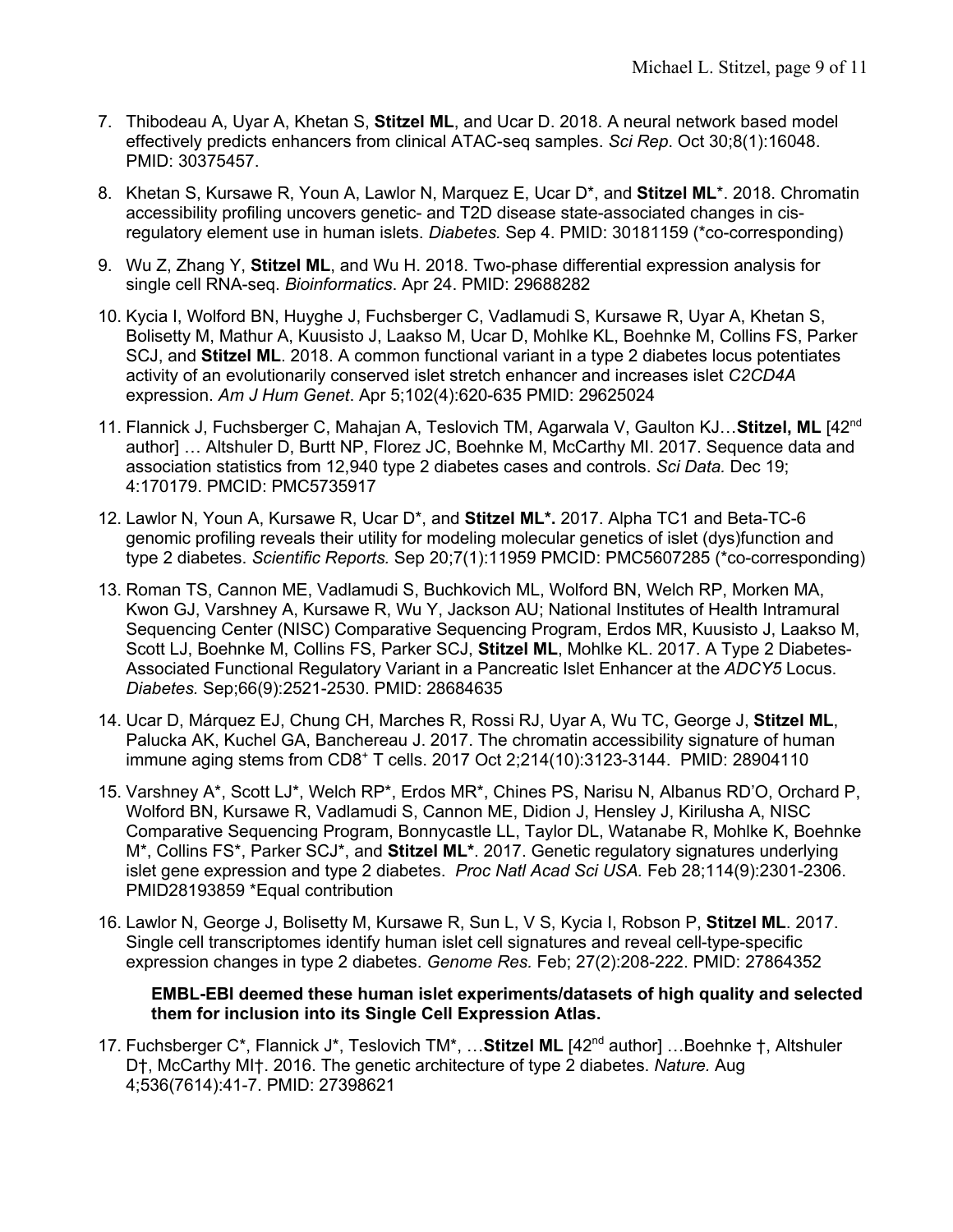7. Thibodeau A, Uyar A, Khetan S, **Stitzel ML**, and Ucar D. 2018. A neural network based model effectively predicts enhancers from clinical ATAC-seq samples. *Sci Rep*. Oct 30;8(1):16048. PMID: 30375457.

8. Khetan S, Kursawe R, Youn A, Lawlor N, Marquez E, Ucar D*, and **Stitzel ML***. 2018. Chromatin accessibility profiling uncovers genetic- and T2D disease state-associated changes in cis-regulatory element use in human islets. *Diabetes.* Sep 4. PMID: 30181159 (*co-corresponding)

9. Wu Z, Zhang Y, **Stitzel ML**, and Wu H. 2018. Two-phase differential expression analysis for single cell RNA-seq. *Bioinformatics*. Apr 24. PMID: 29688282

10. Kycia I, Wolford BN, Huyghe J, Fuchsberger C, Vadlamudi S, Kursawe R, Uyar A, Khetan S, Bolisetty M, Mathur A, Kuusisto J, Laakso M, Ucar D, Mohlke KL, Boehnke M, Collins FS, Parker SCJ, and **Stitzel ML**. 2018. A common functional variant in a type 2 diabetes locus potentiates activity of an evolutionarily conserved islet stretch enhancer and increases islet *C2CD4A* expression. *Am J Hum Genet*. Apr 5;102(4):620-635 PMID: 29625024

11. Flannick J, Fuchsberger C, Mahajan A, Teslovich TM, Agarwala V, Gaulton KJ…**Stitzel, ML** [42nd author] … Altshuler D, Burtt NP, Florez JC, Boehnke M, McCarthy MI. 2017. Sequence data and association statistics from 12,940 type 2 diabetes cases and controls. *Sci Data.* Dec 19; 4:170179. PMCID: PMC5735917

12. Lawlor N, Youn A, Kursawe R, Ucar D*, and **Stitzel ML*.** 2017. Alpha TC1 and Beta-TC-6 genomic profiling reveals their utility for modeling molecular genetics of islet (dys)function and type 2 diabetes. *Scientific Reports.* Sep 20;7(1):11959 PMCID: PMC5607285 (*co-corresponding)

13. Roman TS, Cannon ME, Vadlamudi S, Buchkovich ML, Wolford BN, Welch RP, Morken MA, Kwon GJ, Varshney A, Kursawe R, Wu Y, Jackson AU; National Institutes of Health Intramural Sequencing Center (NISC) Comparative Sequencing Program, Erdos MR, Kuusisto J, Laakso M, Scott LJ, Boehnke M, Collins FS, Parker SCJ, **Stitzel ML**, Mohlke KL. 2017. A Type 2 Diabetes-Associated Functional Regulatory Variant in a Pancreatic Islet Enhancer at the *ADCY5* Locus. *Diabetes.* Sep;66(9):2521-2530. PMID: 28684635

14. Ucar D, Márquez EJ, Chung CH, Marches R, Rossi RJ, Uyar A, Wu TC, George J, **Stitzel ML**, Palucka AK, Kuchel GA, Banchereau J. 2017. The chromatin accessibility signature of human immune aging stems from CD8+ T cells. 2017 Oct 2;214(10):3123-3144. PMID: 28904110

15. Varshney A*, Scott LJ*, Welch RP*, Erdos MR*, Chines PS, Narisu N, Albanus RD'O, Orchard P, Wolford BN, Kursawe R, Vadlamudi S, Cannon ME, Didion J, Hensley J, Kirilusha A, NISC Comparative Sequencing Program, Bonnycastle LL, Taylor DL, Watanabe R, Mohlke K, Boehnke M*, Collins FS*, Parker SCJ*, and **Stitzel ML***. 2017. Genetic regulatory signatures underlying islet gene expression and type 2 diabetes. *Proc Natl Acad Sci USA.* Feb 28;114(9):2301-2306. PMID28193859 *Equal contribution

16. Lawlor N, George J, Bolisetty M, Kursawe R, Sun L, V S, Kycia I, Robson P, **Stitzel ML**. 2017. Single cell transcriptomes identify human islet cell signatures and reveal cell-type-specific expression changes in type 2 diabetes. *Genome Res.* Feb; 27(2):208-222. PMID: 27864352

    **EMBL-EBI deemed these human islet experiments/datasets of high quality and selected them for inclusion into its Single Cell Expression Atlas.**

17. Fuchsberger C*, Flannick J*, Teslovich TM*, …**Stitzel ML** [42nd author] …Boehnke †, Altshuler D†, McCarthy MI†. 2016. The genetic architecture of type 2 diabetes. *Nature.* Aug 4;536(7614):41-7. PMID: 27398621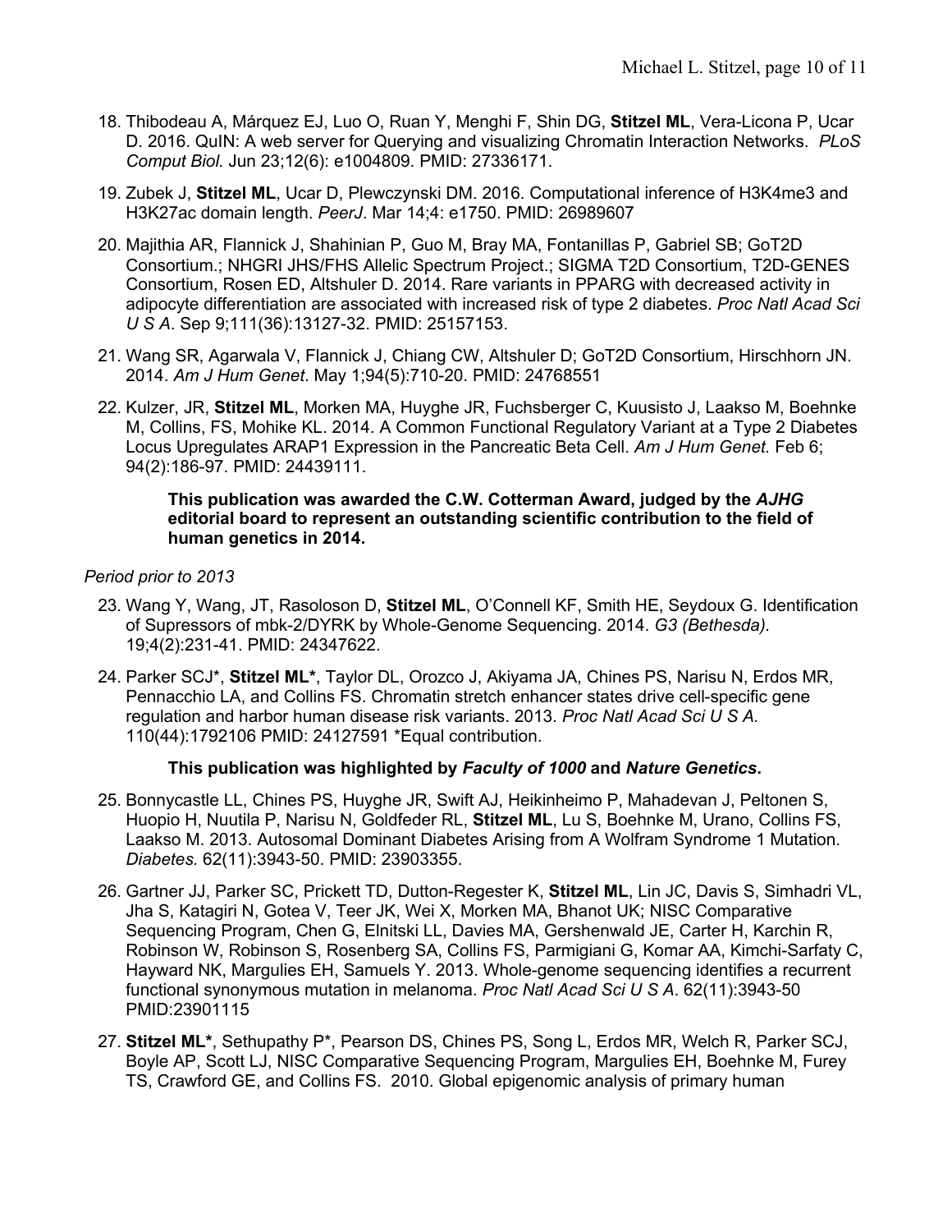18. Thibodeau A, Márquez EJ, Luo O, Ruan Y, Menghi F, Shin DG, **Stitzel ML**, Vera-Licona P, Ucar D. 2016. QuIN: A web server for Querying and visualizing Chromatin Interaction Networks. *PLoS Comput Biol.* Jun 23;12(6): e1004809. PMID: 27336171.

19. Zubek J, **Stitzel ML**, Ucar D, Plewczynski DM. 2016. Computational inference of H3K4me3 and H3K27ac domain length. *PeerJ*. Mar 14;4: e1750. PMID: 26989607

20. Majithia AR, Flannick J, Shahinian P, Guo M, Bray MA, Fontanillas P, Gabriel SB; GoT2D Consortium.; NHGRI JHS/FHS Allelic Spectrum Project.; SIGMA T2D Consortium, T2D-GENES Consortium, Rosen ED, Altshuler D. 2014. Rare variants in PPARG with decreased activity in adipocyte differentiation are associated with increased risk of type 2 diabetes. *Proc Natl Acad Sci U S A*. Sep 9;111(36):13127-32. PMID: 25157153.

21. Wang SR, Agarwala V, Flannick J, Chiang CW, Altshuler D; GoT2D Consortium, Hirschhorn JN. 2014. *Am J Hum Genet*. May 1;94(5):710-20. PMID: 24768551

22. Kulzer, JR, **Stitzel ML**, Morken MA, Huyghe JR, Fuchsberger C, Kuusisto J, Laakso M, Boehnke M, Collins, FS, Mohike KL. 2014. A Common Functional Regulatory Variant at a Type 2 Diabetes Locus Upregulates ARAP1 Expression in the Pancreatic Beta Cell. *Am J Hum Genet.* Feb 6; 94(2):186-97. PMID: 24439111.

    **This publication was awarded the C.W. Cotterman Award, judged by the *AJHG* editorial board to represent an outstanding scientific contribution to the field of human genetics in 2014.**

*Period prior to 2013*

23. Wang Y, Wang, JT, Rasoloson D, **Stitzel ML**, O'Connell KF, Smith HE, Seydoux G. Identification of Supressors of mbk-2/DYRK by Whole-Genome Sequencing. 2014. *G3 (Bethesda).* 19;4(2):231-41. PMID: 24347622.

24. Parker SCJ*, **Stitzel ML***, Taylor DL, Orozco J, Akiyama JA, Chines PS, Narisu N, Erdos MR, Pennacchio LA, and Collins FS. Chromatin stretch enhancer states drive cell-specific gene regulation and harbor human disease risk variants. 2013. *Proc Natl Acad Sci U S A.* 110(44):1792106 PMID: 24127591 *Equal contribution.

    **This publication was highlighted by *Faculty of 1000* and *Nature Genetics*.**

25. Bonnycastle LL, Chines PS, Huyghe JR, Swift AJ, Heikinheimo P, Mahadevan J, Peltonen S, Huopio H, Nuutila P, Narisu N, Goldfeder RL, **Stitzel ML**, Lu S, Boehnke M, Urano, Collins FS, Laakso M. 2013. Autosomal Dominant Diabetes Arising from A Wolfram Syndrome 1 Mutation. *Diabetes.* 62(11):3943-50. PMID: 23903355.

26. Gartner JJ, Parker SC, Prickett TD, Dutton-Regester K, **Stitzel ML**, Lin JC, Davis S, Simhadri VL, Jha S, Katagiri N, Gotea V, Teer JK, Wei X, Morken MA, Bhanot UK; NISC Comparative Sequencing Program, Chen G, Elnitski LL, Davies MA, Gershenwald JE, Carter H, Karchin R, Robinson W, Robinson S, Rosenberg SA, Collins FS, Parmigiani G, Komar AA, Kimchi-Sarfaty C, Hayward NK, Margulies EH, Samuels Y. 2013. Whole-genome sequencing identifies a recurrent functional synonymous mutation in melanoma. *Proc Natl Acad Sci U S A*. 62(11):3943-50 PMID:23901115

27. **Stitzel ML***, Sethupathy P*, Pearson DS, Chines PS, Song L, Erdos MR, Welch R, Parker SCJ, Boyle AP, Scott LJ, NISC Comparative Sequencing Program, Margulies EH, Boehnke M, Furey TS, Crawford GE, and Collins FS. 2010. Global epigenomic analysis of primary human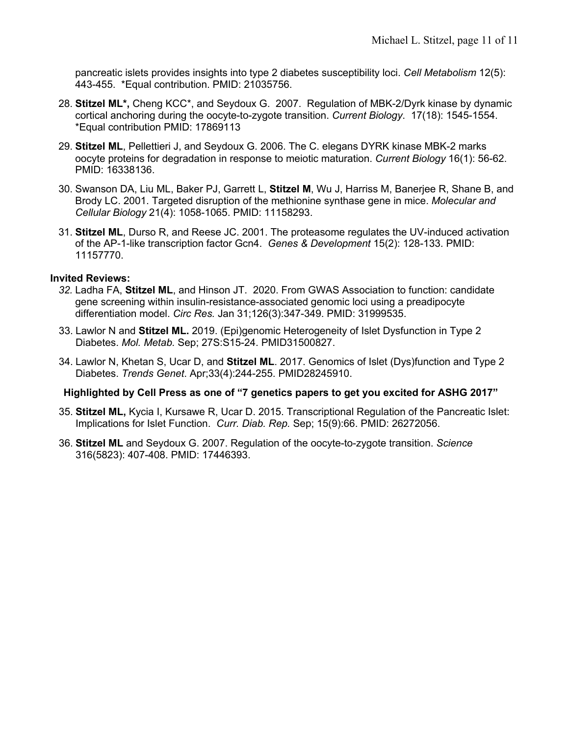pancreatic islets provides insights into type 2 diabetes susceptibility loci. *Cell Metabolism* 12(5): 443-455. *Equal contribution. PMID: 21035756.

28. **Stitzel ML*,** Cheng KCC*, and Seydoux G. 2007. Regulation of MBK-2/Dyrk kinase by dynamic cortical anchoring during the oocyte-to-zygote transition. *Current Biology*. 17(18): 1545-1554. *Equal contribution PMID: 17869113

29. **Stitzel ML**, Pellettieri J, and Seydoux G. 2006. The C. elegans DYRK kinase MBK-2 marks oocyte proteins for degradation in response to meiotic maturation. *Current Biology* 16(1): 56-62. PMID: 16338136.

30. Swanson DA, Liu ML, Baker PJ, Garrett L, **Stitzel M**, Wu J, Harriss M, Banerjee R, Shane B, and Brody LC. 2001. Targeted disruption of the methionine synthase gene in mice. *Molecular and Cellular Biology* 21(4): 1058-1065. PMID: 11158293.

31. **Stitzel ML**, Durso R, and Reese JC. 2001. The proteasome regulates the UV-induced activation of the AP-1-like transcription factor Gcn4. *Genes & Development* 15(2): 128-133. PMID: 11157770.

**Invited Reviews:**

32. Ladha FA, **Stitzel ML**, and Hinson JT. 2020. From GWAS Association to function: candidate gene screening within insulin-resistance-associated genomic loci using a preadipocyte differentiation model. *Circ Res.* Jan 31;126(3):347-349. PMID: 31999535.

33. Lawlor N and **Stitzel ML.** 2019. (Epi)genomic Heterogeneity of Islet Dysfunction in Type 2 Diabetes. *Mol. Metab.* Sep; 27S:S15-24. PMID31500827.

34. Lawlor N, Khetan S, Ucar D, and **Stitzel ML**. 2017. Genomics of Islet (Dys)function and Type 2 Diabetes. *Trends Genet*. Apr;33(4):244-255. PMID28245910.

**Highlighted by Cell Press as one of "7 genetics papers to get you excited for ASHG 2017"**

35. **Stitzel ML,** Kycia I, Kursawe R, Ucar D. 2015. Transcriptional Regulation of the Pancreatic Islet: Implications for Islet Function. *Curr. Diab. Rep.* Sep; 15(9):66. PMID: 26272056.

36. **Stitzel ML** and Seydoux G. 2007. Regulation of the oocyte-to-zygote transition. *Science* 316(5823): 407-408. PMID: 17446393.